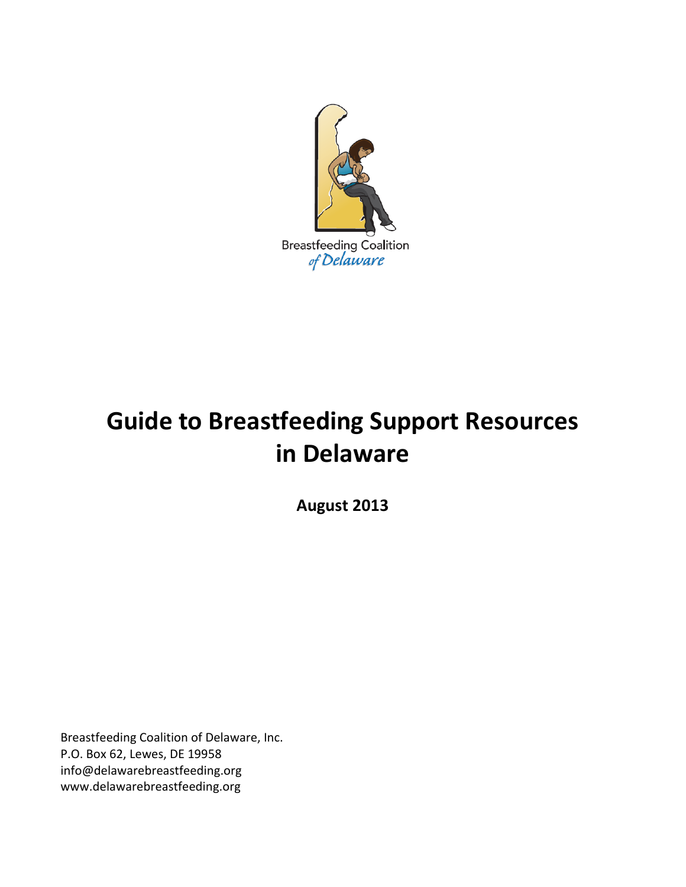Breastfeeding Coalition
*of Delaware*

# Guide to Breastfeeding Support Resources in Delaware

**August 2013**

Breastfeeding Coalition of Delaware, Inc.
P.O. Box 62, Lewes, DE 19958
info@delawarebreastfeeding.org
www.delawarebreastfeeding.org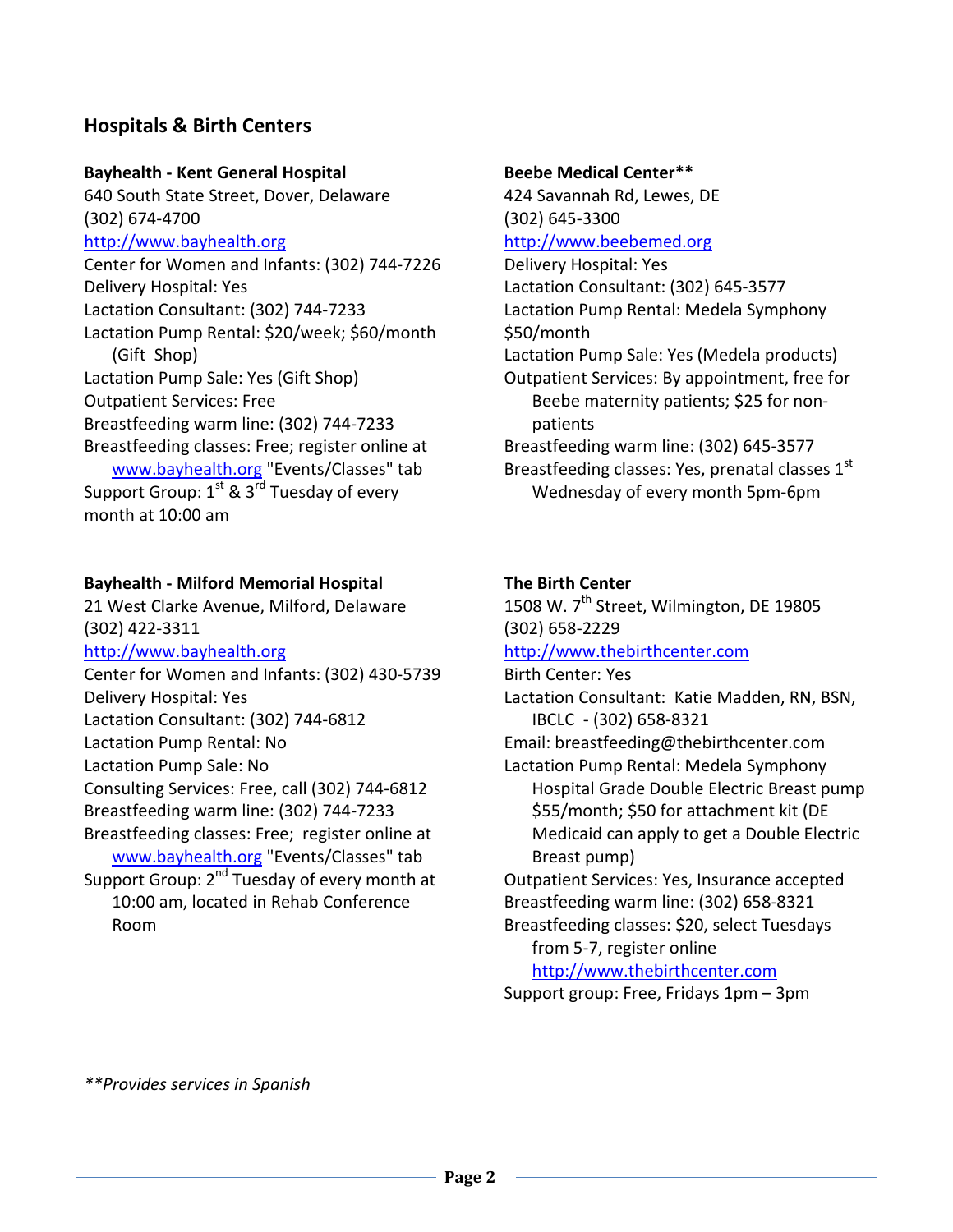## Hospitals & Birth Centers

**Bayhealth - Kent General Hospital**
640 South State Street, Dover, Delaware
(302) 674-4700
http://www.bayhealth.org
Center for Women and Infants: (302) 744-7226
Delivery Hospital: Yes
Lactation Consultant: (302) 744-7233
Lactation Pump Rental: $20/week; $60/month (Gift Shop)
Lactation Pump Sale: Yes (Gift Shop)
Outpatient Services: Free
Breastfeeding warm line: (302) 744-7233
Breastfeeding classes: Free; register online at www.bayhealth.org "Events/Classes" tab
Support Group: 1st & 3rd Tuesday of every month at 10:00 am

**Bayhealth - Milford Memorial Hospital**
21 West Clarke Avenue, Milford, Delaware
(302) 422-3311
http://www.bayhealth.org
Center for Women and Infants: (302) 430-5739
Delivery Hospital: Yes
Lactation Consultant: (302) 744-6812
Lactation Pump Rental: No
Lactation Pump Sale: No
Consulting Services: Free, call (302) 744-6812
Breastfeeding warm line: (302) 744-7233
Breastfeeding classes: Free; register online at www.bayhealth.org "Events/Classes" tab
Support Group: 2nd Tuesday of every month at 10:00 am, located in Rehab Conference Room

**Beebe Medical Center****
424 Savannah Rd, Lewes, DE
(302) 645-3300
http://www.beebemed.org
Delivery Hospital: Yes
Lactation Consultant: (302) 645-3577
Lactation Pump Rental: Medela Symphony $50/month
Lactation Pump Sale: Yes (Medela products)
Outpatient Services: By appointment, free for Beebe maternity patients; $25 for non-patients
Breastfeeding warm line: (302) 645-3577
Breastfeeding classes: Yes, prenatal classes 1st Wednesday of every month 5pm-6pm

**The Birth Center**
1508 W. 7th Street, Wilmington, DE 19805
(302) 658-2229
http://www.thebirthcenter.com
Birth Center: Yes
Lactation Consultant: Katie Madden, RN, BSN, IBCLC - (302) 658-8321
Email: breastfeeding@thebirthcenter.com
Lactation Pump Rental: Medela Symphony Hospital Grade Double Electric Breast pump $55/month; $50 for attachment kit (DE Medicaid can apply to get a Double Electric Breast pump)
Outpatient Services: Yes, Insurance accepted
Breastfeeding warm line: (302) 658-8321
Breastfeeding classes: $20, select Tuesdays from 5-7, register online http://www.thebirthcenter.com
Support group: Free, Fridays 1pm – 3pm

*\*\*Provides services in Spanish*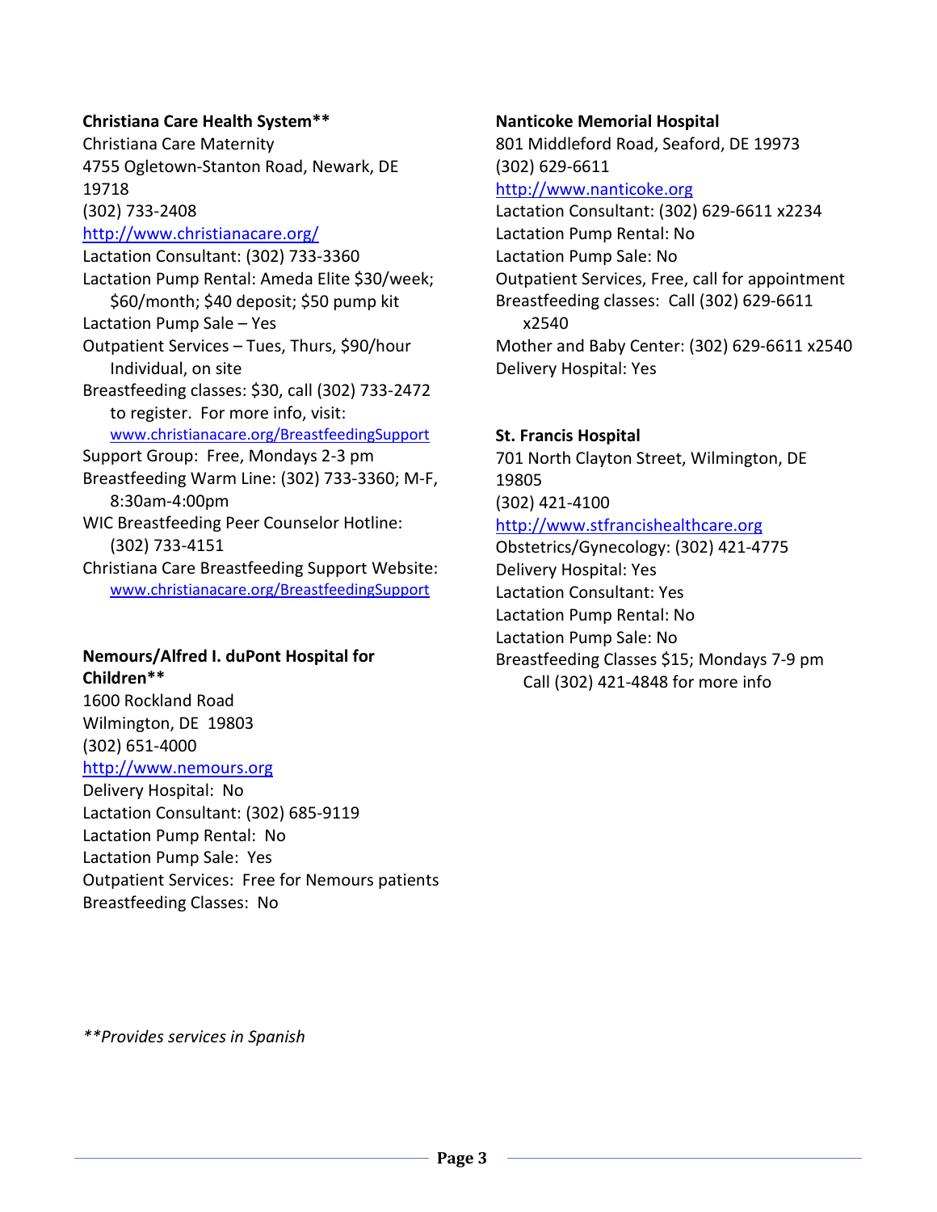**Christiana Care Health System****

Christiana Care Maternity
4755 Ogletown-Stanton Road, Newark, DE 19718
(302) 733-2408
http://www.christianacare.org/
Lactation Consultant: (302) 733-3360
Lactation Pump Rental: Ameda Elite $30/week; $60/month; $40 deposit; $50 pump kit
Lactation Pump Sale – Yes
Outpatient Services – Tues, Thurs, $90/hour Individual, on site
Breastfeeding classes: $30, call (302) 733-2472 to register. For more info, visit: www.christianacare.org/BreastfeedingSupport
Support Group: Free, Mondays 2-3 pm
Breastfeeding Warm Line: (302) 733-3360; M-F, 8:30am-4:00pm
WIC Breastfeeding Peer Counselor Hotline: (302) 733-4151
Christiana Care Breastfeeding Support Website: www.christianacare.org/BreastfeedingSupport

**Nemours/Alfred I. duPont Hospital for Children****

1600 Rockland Road
Wilmington, DE 19803
(302) 651-4000
http://www.nemours.org
Delivery Hospital: No
Lactation Consultant: (302) 685-9119
Lactation Pump Rental: No
Lactation Pump Sale: Yes
Outpatient Services: Free for Nemours patients
Breastfeeding Classes: No

**Nanticoke Memorial Hospital**

801 Middleford Road, Seaford, DE 19973
(302) 629-6611
http://www.nanticoke.org
Lactation Consultant: (302) 629-6611 x2234
Lactation Pump Rental: No
Lactation Pump Sale: No
Outpatient Services, Free, call for appointment
Breastfeeding classes: Call (302) 629-6611 x2540
Mother and Baby Center: (302) 629-6611 x2540
Delivery Hospital: Yes

**St. Francis Hospital**

701 North Clayton Street, Wilmington, DE 19805
(302) 421-4100
http://www.stfrancishealthcare.org
Obstetrics/Gynecology: (302) 421-4775
Delivery Hospital: Yes
Lactation Consultant: Yes
Lactation Pump Rental: No
Lactation Pump Sale: No
Breastfeeding Classes $15; Mondays 7-9 pm Call (302) 421-4848 for more info

*\*\*Provides services in Spanish*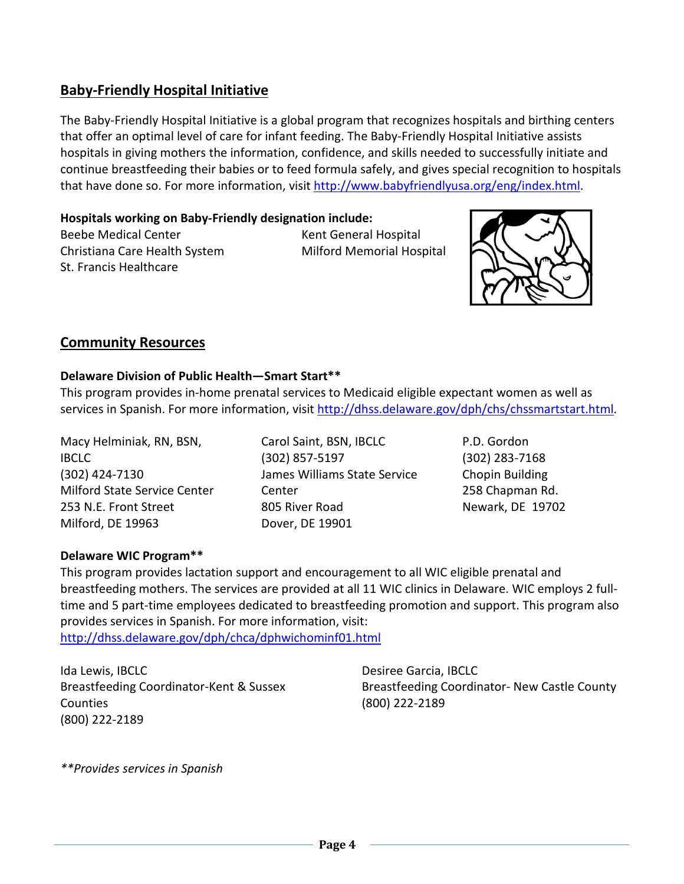## Baby-Friendly Hospital Initiative

The Baby-Friendly Hospital Initiative is a global program that recognizes hospitals and birthing centers that offer an optimal level of care for infant feeding. The Baby-Friendly Hospital Initiative assists hospitals in giving mothers the information, confidence, and skills needed to successfully initiate and continue breastfeeding their babies or to feed formula safely, and gives special recognition to hospitals that have done so. For more information, visit http://www.babyfriendlyusa.org/eng/index.html.

**Hospitals working on Baby-Friendly designation include:**

Beebe Medical Center
Christiana Care Health System
St. Francis Healthcare
Kent General Hospital
Milford Memorial Hospital

## Community Resources

**Delaware Division of Public Health—Smart Start****

This program provides in-home prenatal services to Medicaid eligible expectant women as well as services in Spanish. For more information, visit http://dhss.delaware.gov/dph/chs/chssmartstart.html.

Macy Helminiak, RN, BSN, IBCLC
(302) 424-7130
Milford State Service Center
253 N.E. Front Street
Milford, DE 19963

Carol Saint, BSN, IBCLC
(302) 857-5197
James Williams State Service Center
805 River Road
Dover, DE 19901

P.D. Gordon
(302) 283-7168
Chopin Building
258 Chapman Rd.
Newark, DE 19702

**Delaware WIC Program****

This program provides lactation support and encouragement to all WIC eligible prenatal and breastfeeding mothers. The services are provided at all 11 WIC clinics in Delaware. WIC employs 2 full-time and 5 part-time employees dedicated to breastfeeding promotion and support. This program also provides services in Spanish. For more information, visit: http://dhss.delaware.gov/dph/chca/dphwichominf01.html

Ida Lewis, IBCLC
Breastfeeding Coordinator-Kent & Sussex Counties
(800) 222-2189

Desiree Garcia, IBCLC
Breastfeeding Coordinator- New Castle County
(800) 222-2189

*\*\*Provides services in Spanish*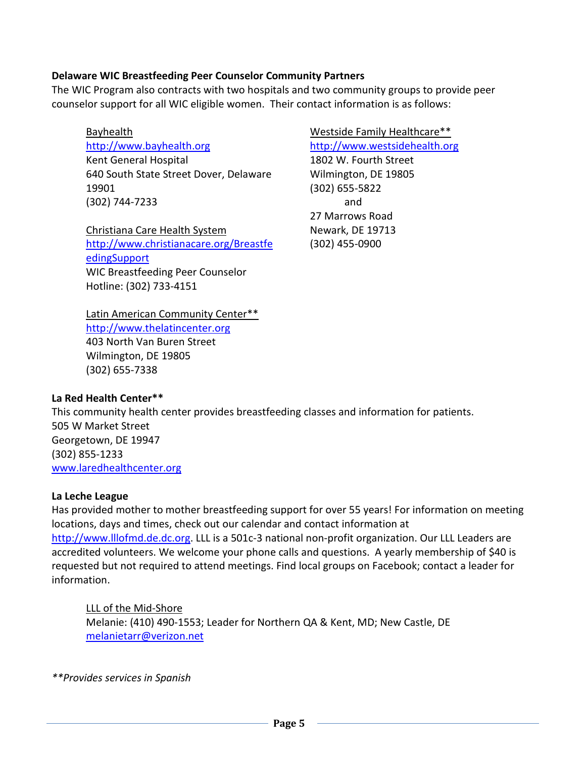**Delaware WIC Breastfeeding Peer Counselor Community Partners**

The WIC Program also contracts with two hospitals and two community groups to provide peer counselor support for all WIC eligible women. Their contact information is as follows:

Bayhealth
http://www.bayhealth.org
Kent General Hospital
640 South State Street Dover, Delaware 19901
(302) 744-7233

Christiana Care Health System
http://www.christianacare.org/BreastfeedingSupport
WIC Breastfeeding Peer Counselor Hotline: (302) 733-4151

Latin American Community Center**
http://www.thelatincenter.org
403 North Van Buren Street
Wilmington, DE 19805
(302) 655-7338

Westside Family Healthcare**
http://www.westsidehealth.org
1802 W. Fourth Street
Wilmington, DE 19805
(302) 655-5822
and
27 Marrows Road
Newark, DE 19713
(302) 455-0900

**La Red Health Center****

This community health center provides breastfeeding classes and information for patients.
505 W Market Street
Georgetown, DE 19947
(302) 855-1233
www.laredhealthcenter.org

**La Leche League**

Has provided mother to mother breastfeeding support for over 55 years! For information on meeting locations, days and times, check out our calendar and contact information at http://www.lllofmd.de.dc.org. LLL is a 501c-3 national non-profit organization. Our LLL Leaders are accredited volunteers. We welcome your phone calls and questions. A yearly membership of $40 is requested but not required to attend meetings. Find local groups on Facebook; contact a leader for information.

LLL of the Mid-Shore
Melanie: (410) 490-1553; Leader for Northern QA & Kent, MD; New Castle, DE
melanietarr@verizon.net

*\*\*Provides services in Spanish*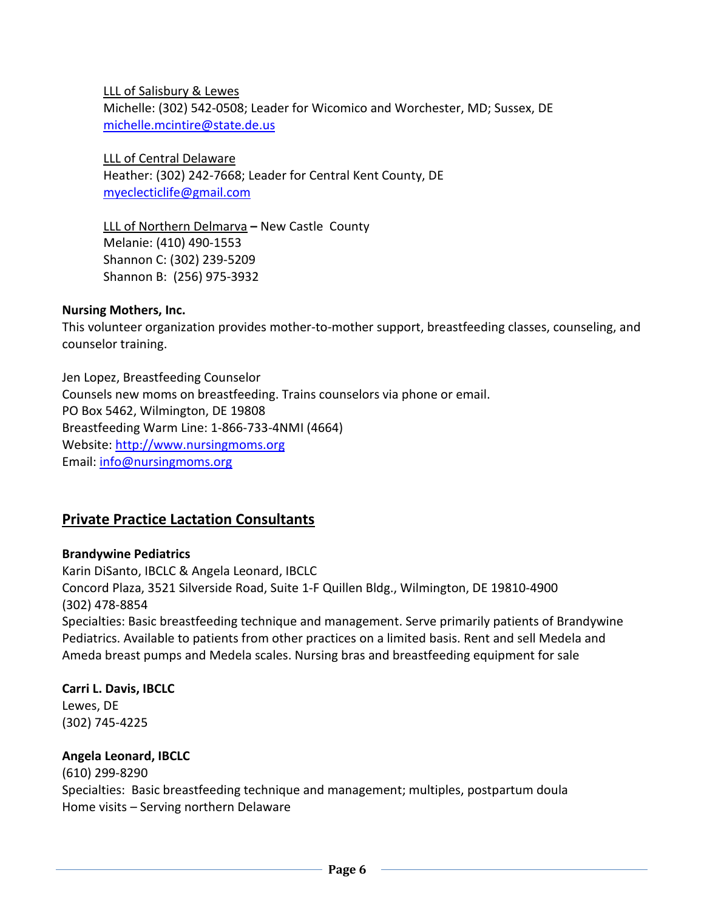<u>LLL of Salisbury & Lewes</u>
Michelle: (302) 542-0508; Leader for Wicomico and Worchester, MD; Sussex, DE
[michelle.mcintire@state.de.us](mailto:michelle.mcintire@state.de.us)

<u>LLL of Central Delaware</u>
Heather: (302) 242-7668; Leader for Central Kent County, DE
[myeclecticlife@gmail.com](mailto:myeclecticlife@gmail.com)

<u>LLL of Northern Delmarva</u> **–** New Castle County
Melanie: (410) 490-1553
Shannon C: (302) 239-5209
Shannon B: (256) 975-3932

**Nursing Mothers, Inc.**
This volunteer organization provides mother-to-mother support, breastfeeding classes, counseling, and counselor training.

Jen Lopez, Breastfeeding Counselor
Counsels new moms on breastfeeding. Trains counselors via phone or email.
PO Box 5462, Wilmington, DE 19808
Breastfeeding Warm Line: 1-866-733-4NMI (4664)
Website: [http://www.nursingmoms.org](http://www.nursingmoms.org)
Email: [info@nursingmoms.org](mailto:info@nursingmoms.org)

## <u>Private Practice Lactation Consultants</u>

**Brandywine Pediatrics**
Karin DiSanto, IBCLC & Angela Leonard, IBCLC
Concord Plaza, 3521 Silverside Road, Suite 1-F Quillen Bldg., Wilmington, DE 19810-4900
(302) 478-8854
Specialties: Basic breastfeeding technique and management. Serve primarily patients of Brandywine Pediatrics. Available to patients from other practices on a limited basis. Rent and sell Medela and Ameda breast pumps and Medela scales. Nursing bras and breastfeeding equipment for sale

**Carri L. Davis, IBCLC**
Lewes, DE
(302) 745-4225

**Angela Leonard, IBCLC**
(610) 299-8290
Specialties: Basic breastfeeding technique and management; multiples, postpartum doula
Home visits – Serving northern Delaware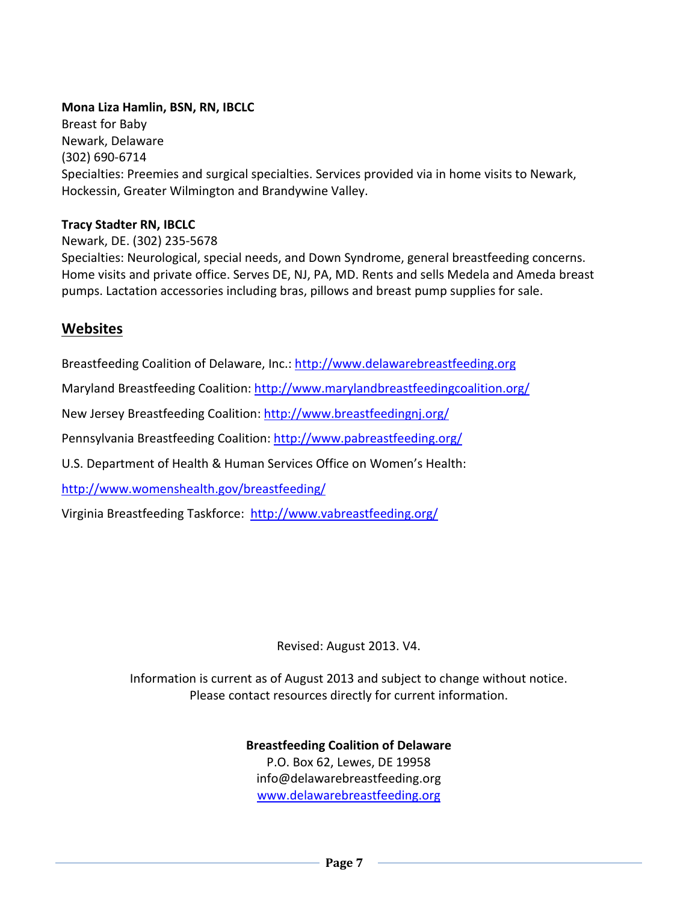**Mona Liza Hamlin, BSN, RN, IBCLC**
Breast for Baby
Newark, Delaware
(302) 690-6714
Specialties: Preemies and surgical specialties. Services provided via in home visits to Newark, Hockessin, Greater Wilmington and Brandywine Valley.

**Tracy Stadter RN, IBCLC**
Newark, DE. (302) 235-5678
Specialties: Neurological, special needs, and Down Syndrome, general breastfeeding concerns. Home visits and private office. Serves DE, NJ, PA, MD. Rents and sells Medela and Ameda breast pumps. Lactation accessories including bras, pillows and breast pump supplies for sale.

## Websites

Breastfeeding Coalition of Delaware, Inc.: http://www.delawarebreastfeeding.org

Maryland Breastfeeding Coalition: http://www.marylandbreastfeedingcoalition.org/

New Jersey Breastfeeding Coalition: http://www.breastfeedingnj.org/

Pennsylvania Breastfeeding Coalition: http://www.pabreastfeeding.org/

U.S. Department of Health & Human Services Office on Women's Health:

http://www.womenshealth.gov/breastfeeding/

Virginia Breastfeeding Taskforce: http://www.vabreastfeeding.org/

Revised: August 2013. V4.

Information is current as of August 2013 and subject to change without notice.
Please contact resources directly for current information.

**Breastfeeding Coalition of Delaware**
P.O. Box 62, Lewes, DE 19958
info@delawarebreastfeeding.org
www.delawarebreastfeeding.org